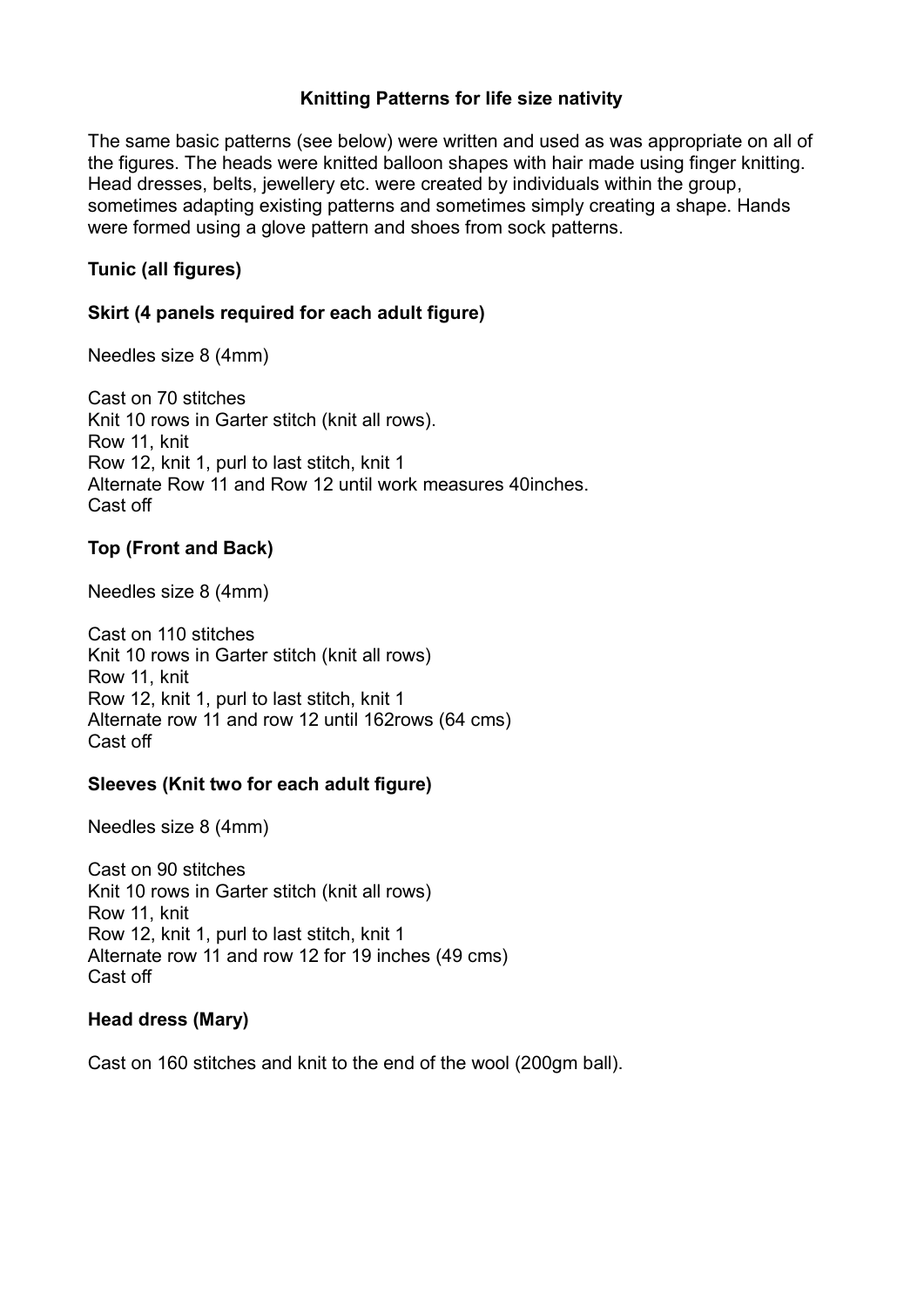# Knitting Patterns for life size nativity

The same basic patterns (see below) were written and used as was appropriate on all of the figures. The heads were knitted balloon shapes with hair made using finger knitting. Head dresses, belts, jewellery etc. were created by individuals within the group, sometimes adapting existing patterns and sometimes simply creating a shape. Hands were formed using a glove pattern and shoes from sock patterns.

## Tunic (all figures)

### Skirt (4 panels required for each adult figure)

Needles size 8 (4mm)

Cast on 70 stitches
Knit 10 rows in Garter stitch (knit all rows).
Row 11, knit
Row 12, knit 1, purl to last stitch, knit 1
Alternate Row 11 and Row 12 until work measures 40inches.
Cast off

### Top (Front and Back)

Needles size 8 (4mm)

Cast on 110 stitches
Knit 10 rows in Garter stitch (knit all rows)
Row 11, knit
Row 12, knit 1, purl to last stitch, knit 1
Alternate row 11 and row 12 until 162rows (64 cms)
Cast off

### Sleeves (Knit two for each adult figure)

Needles size 8 (4mm)

Cast on 90 stitches
Knit 10 rows in Garter stitch (knit all rows)
Row 11, knit
Row 12, knit 1, purl to last stitch, knit 1
Alternate row 11 and row 12 for 19 inches (49 cms)
Cast off

### Head dress (Mary)

Cast on 160 stitches and knit to the end of the wool (200gm ball).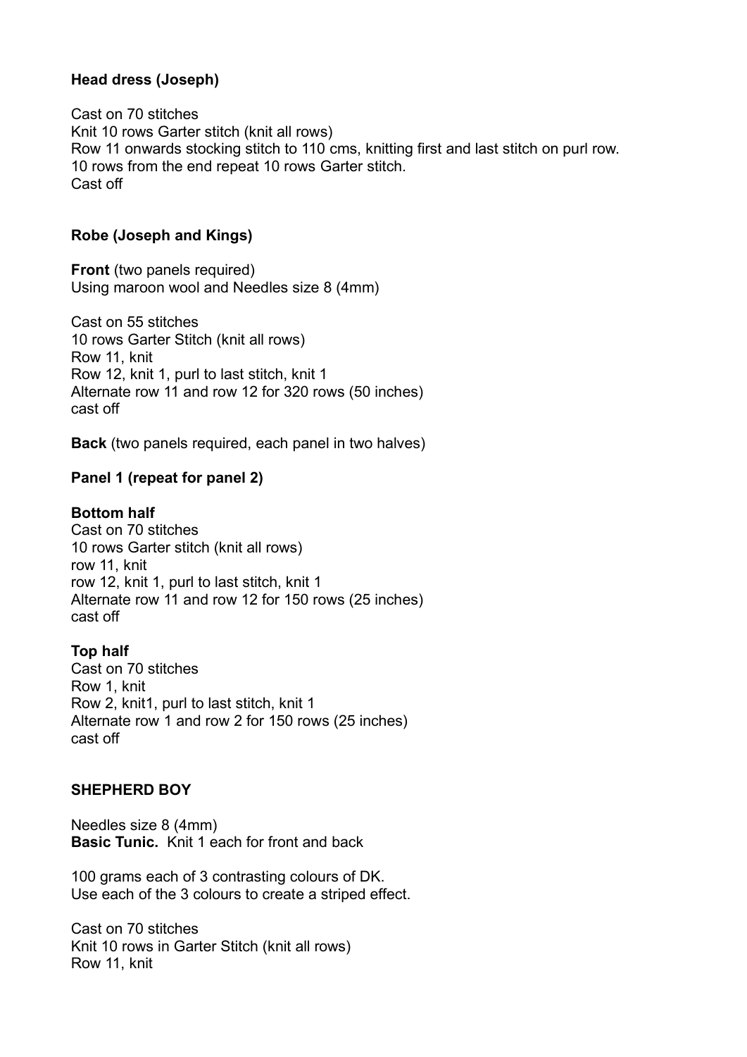**Head dress (Joseph)**

Cast on 70 stitches
Knit 10 rows Garter stitch (knit all rows)
Row 11 onwards stocking stitch to 110 cms, knitting first and last stitch on purl row.
10 rows from the end repeat 10 rows Garter stitch.
Cast off

**Robe (Joseph and Kings)**

**Front** (two panels required)
Using maroon wool and Needles size 8 (4mm)

Cast on 55 stitches
10 rows Garter Stitch (knit all rows)
Row 11, knit
Row 12, knit 1, purl to last stitch, knit 1
Alternate row 11 and row 12 for 320 rows (50 inches)
cast off

**Back** (two panels required, each panel in two halves)

**Panel 1 (repeat for panel 2)**

**Bottom half**
Cast on 70 stitches
10 rows Garter stitch (knit all rows)
row 11, knit
row 12, knit 1, purl to last stitch, knit 1
Alternate row 11 and row 12 for 150 rows (25 inches)
cast off

**Top half**
Cast on 70 stitches
Row 1, knit
Row 2, knit1, purl to last stitch, knit 1
Alternate row 1 and row 2 for 150 rows (25 inches)
cast off

**SHEPHERD BOY**

Needles size 8 (4mm)
**Basic Tunic.** Knit 1 each for front and back

100 grams each of 3 contrasting colours of DK.
Use each of the 3 colours to create a striped effect.

Cast on 70 stitches
Knit 10 rows in Garter Stitch (knit all rows)
Row 11, knit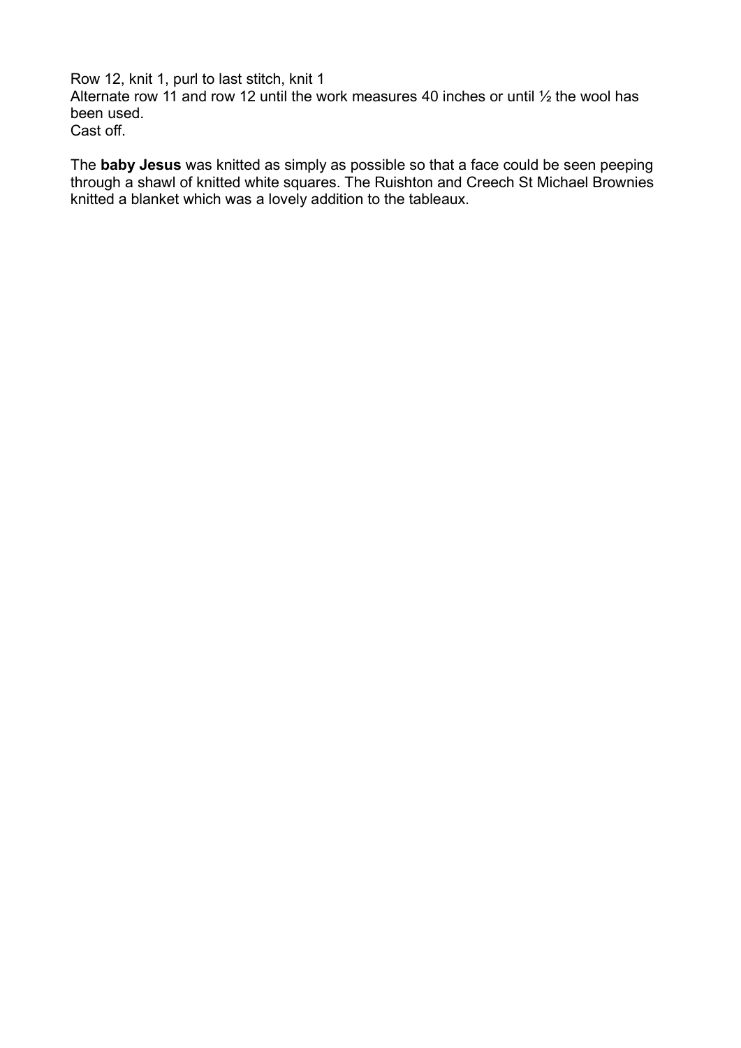Row 12, knit 1, purl to last stitch, knit 1
Alternate row 11 and row 12 until the work measures 40 inches or until ½ the wool has been used.
Cast off.

The **baby Jesus** was knitted as simply as possible so that a face could be seen peeping through a shawl of knitted white squares. The Ruishton and Creech St Michael Brownies knitted a blanket which was a lovely addition to the tableaux.